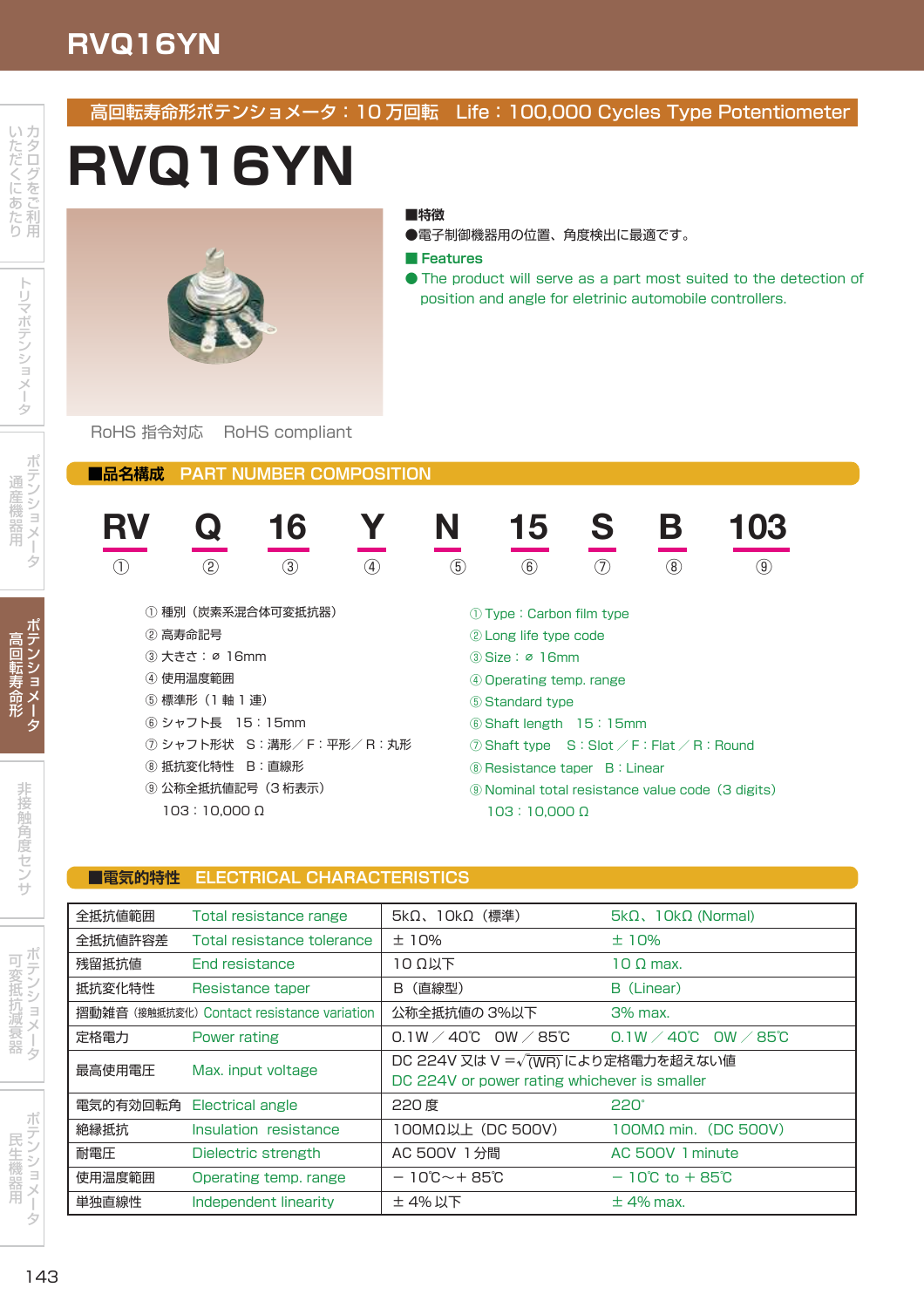## 高回転寿命形ポテンショメータ：10 万回転　Life：100,000 Cycles Type Potentiometer

# RVQ16YN

■特徴

●電子制御機器用の位置、角度検出に最適です。

■ Features

● The product will serve as a part most suited to the detection of position and angle for eletrinic automobile controllers.

RoHS 指令対応　RoHS compliant

## ■品名構成　PART NUMBER COMPOSITION

| RV | Q | 16 | Y | N | 15 | S | B | 103 |
|---|---|---|---|---|---|---|---|---|
| ① | ② | ③ | ④ | ⑤ | ⑥ | ⑦ | ⑧ | ⑨ |

① 種別（炭素系混合体可変抵抗器）
② 高寿命記号
③ 大きさ：⌀ 16mm
④ 使用温度範囲
⑤ 標準形（1 軸 1 連）
⑥ シャフト長　15：15mm
⑦ シャフト形状　S：溝形／F：平形／R：丸形
⑧ 抵抗変化特性　B：直線形
⑨ 公称全抵抗値記号（3 桁表示）
　103：10,000 Ω

① Type：Carbon film type
② Long life type code
③ Size：⌀ 16mm
④ Operating temp. range
⑤ Standard type
⑥ Shaft length　15：15mm
⑦ Shaft type　S：Slot ／ F：Flat ／ R：Round
⑧ Resistance taper　B：Linear
⑨ Nominal total resistance value code（3 digits）
　103：10,000 Ω

## ■電気的特性　ELECTRICAL CHARACTERISTICS

| 全抵抗値範囲 | Total resistance range | 5kΩ、10kΩ（標準） | 5kΩ、10kΩ (Normal) |
|---|---|---|---|
| 全抵抗値許容差 | Total resistance tolerance | ± 10% | ± 10% |
| 残留抵抗値 | End resistance | 10 Ω以下 | 10 Ω max. |
| 抵抗変化特性 | Resistance taper | B（直線型） | B（Linear） |
| 摺動雑音（接触抵抗変化） | Contact resistance variation | 公称全抵抗値の 3%以下 | 3% max. |
| 定格電力 | Power rating | 0.1W ／ 40℃　0W ／ 85℃ | 0.1W ／ 40℃　0W ／ 85℃ |
| 最高使用電圧 | Max. input voltage | DC 224V 又は $V=\sqrt{(WR)}$ により定格電力を超えない値<br>DC 224V or power rating whichever is smaller | |
| 電気的有効回転角 | Electrical angle | 220 度 | 220° |
| 絶縁抵抗 | Insulation resistance | 100MΩ以上（DC 500V） | 100MΩ min.（DC 500V） |
| 耐電圧 | Dielectric strength | AC 500V 1 分間 | AC 500V 1 minute |
| 使用温度範囲 | Operating temp. range | − 10℃〜+ 85℃ | − 10℃ to + 85℃ |
| 単独直線性 | Independent linearity | ± 4% 以下 | ± 4% max. |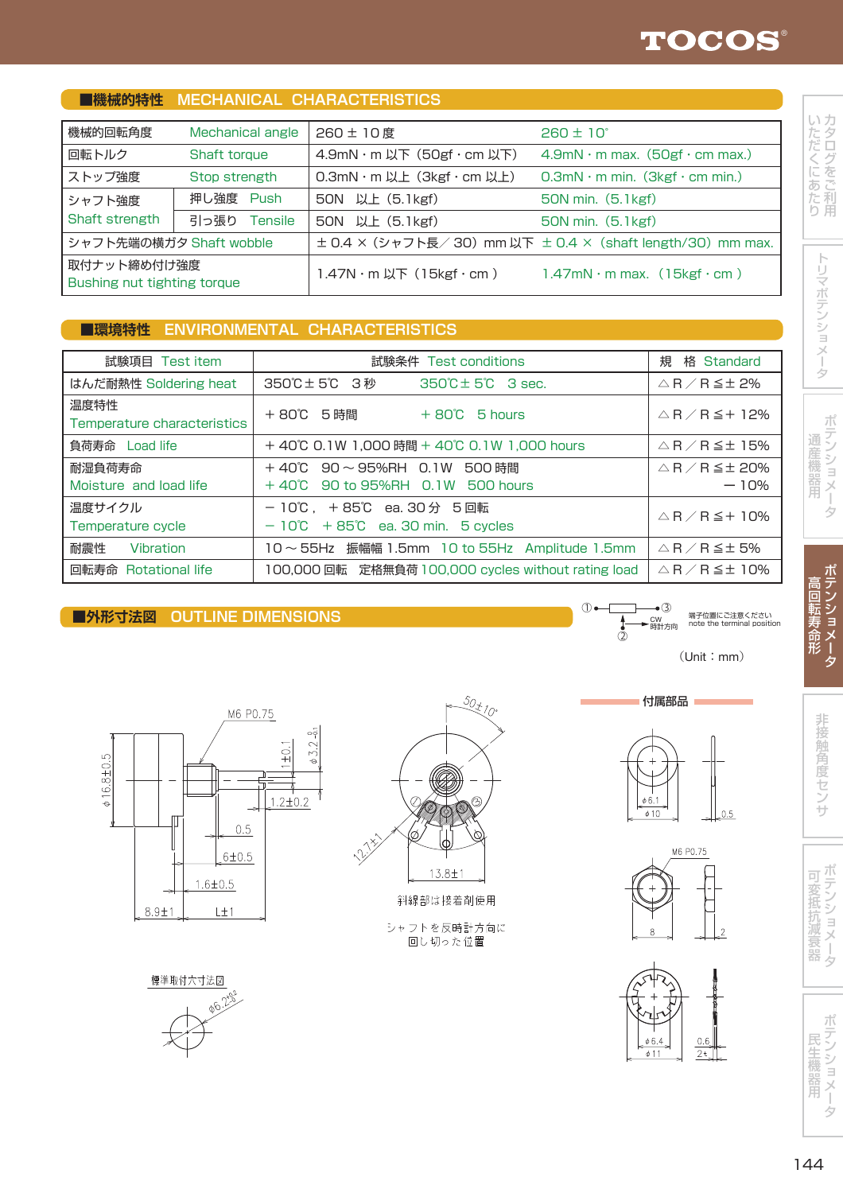## ■機械的特性　MECHANICAL CHARACTERISTICS

| | | | |
|---|---|---|---|
| 機械的回転角度 Mechanical angle | | 260 ± 10 度 | 260 ± 10° |
| 回転トルク Shaft torque | | 4.9mN・m 以下（50gf・cm 以下） | 4.9mN・m max.（50gf・cm max.） |
| ストップ強度 Stop strength | | 0.3mN・m 以上（3kgf・cm 以上） | 0.3mN・m min.（3kgf・cm min.） |
| シャフト強度 Shaft strength | 押し強度 Push | 50N 以上（5.1kgf） | 50N min.（5.1kgf） |
| | 引っ張り Tensile | 50N 以上（5.1kgf） | 50N min.（5.1kgf） |
| シャフト先端の横ガタ Shaft wobble | | ± 0.4 ×（シャフト長／30）mm 以下 | ± 0.4 ×（shaft length/30）mm max. |
| 取付ナット締め付け強度 Bushing nut tighting torque | | 1.47N・m 以下（15kgf・cm） | 1.47mN・m max.（15kgf・cm） |

## ■環境特性　ENVIRONMENTAL CHARACTERISTICS

| 試験項目 Test item | 試験条件 Test conditions | 規　格 Standard |
|---|---|---|
| はんだ耐熱性 Soldering heat | 350℃± 5℃　3 秒　350℃± 5℃　3 sec. | △ R ／ R ≦± 2% |
| 温度特性 Temperature characteristics | ＋ 80℃　5 時間　＋ 80℃　5 hours | △ R ／ R ≦＋ 12% |
| 負荷寿命 Load life | ＋ 40℃ 0.1W 1,000 時間 ＋ 40℃ 0.1W 1,000 hours | △ R ／ R ≦± 15% |
| 耐湿負荷寿命 Moisture and load life | ＋ 40℃　90 ～ 95%RH　0.1W　500 時間<br>＋ 40℃　90 to 95%RH　0.1W　500 hours | △ R ／ R ≦± 20%<br>－ 10% |
| 温度サイクル Temperature cycle | － 10℃，＋ 85℃　ea. 30 分　5 回転<br>－ 10℃　＋ 85℃　ea. 30 min.　5 cycles | △ R ／ R ≦＋ 10% |
| 耐震性 Vibration | 10 ～ 55Hz　振幅幅 1.5mm　10 to 55Hz　Amplitude 1.5mm | △ R ／ R ≦± 5% |
| 回転寿命 Rotational life | 100,000 回転　定格無負荷 100,000 cycles without rating load | △ R ／ R ≦± 10% |

## ■外形寸法図　OUTLINE DIMENSIONS

①　③　②　CW 時計方向

端子位置にご注意ください note the terminal position

（Unit：mm）

M6 P0.75　φ16.8±0.5　1±0.1　φ3.2-0.1　1.2±0.2　0.5　6±0.5　1.6±0.5　8.9±1　L±1

50±10°　12.7±1　13.8±1

斜線部は接着剤使用

シャフトを反時計方向に回し切った位置

標準取付穴寸法図　φ6.2

付属部品

φ6.1　φ10　0.5

M6 P0.75　8　2

φ6.4　φ11　0.6　2±